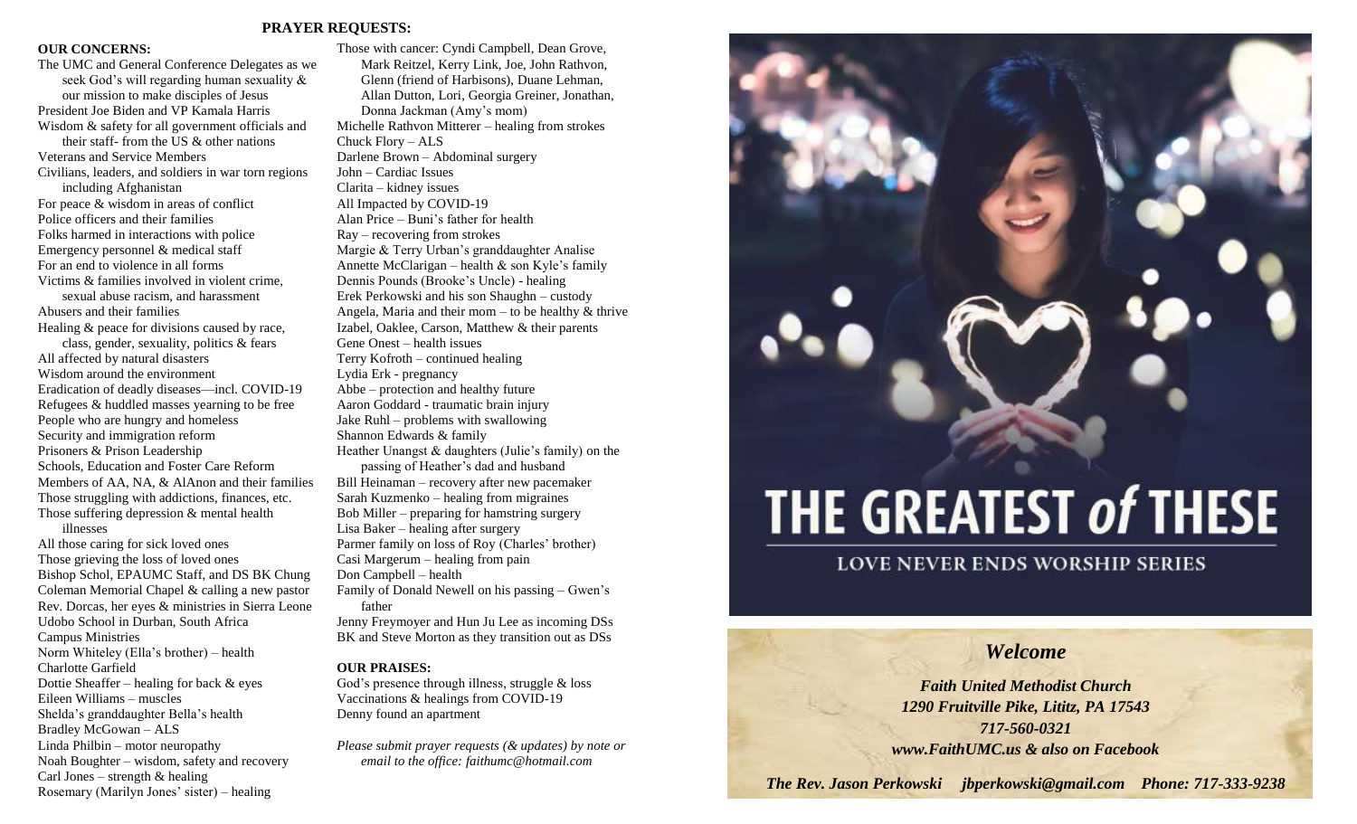## PRAYER REQUESTS:

### OUR CONCERNS:

The UMC and General Conference Delegates as we seek God's will regarding human sexuality & our mission to make disciples of Jesus
President Joe Biden and VP Kamala Harris
Wisdom & safety for all government officials and their staff- from the US & other nations
Veterans and Service Members
Civilians, leaders, and soldiers in war torn regions including Afghanistan
For peace & wisdom in areas of conflict
Police officers and their families
Folks harmed in interactions with police
Emergency personnel & medical staff
For an end to violence in all forms
Victims & families involved in violent crime, sexual abuse racism, and harassment
Abusers and their families
Healing & peace for divisions caused by race, class, gender, sexuality, politics & fears
All affected by natural disasters
Wisdom around the environment
Eradication of deadly diseases—incl. COVID-19
Refugees & huddled masses yearning to be free
People who are hungry and homeless
Security and immigration reform
Prisoners & Prison Leadership
Schools, Education and Foster Care Reform
Members of AA, NA, & AlAnon and their families
Those struggling with addictions, finances, etc.
Those suffering depression & mental health illnesses
All those caring for sick loved ones
Those grieving the loss of loved ones
Bishop Schol, EPAUMC Staff, and DS BK Chung
Coleman Memorial Chapel & calling a new pastor
Rev. Dorcas, her eyes & ministries in Sierra Leone
Udobo School in Durban, South Africa
Campus Ministries
Norm Whiteley (Ella's brother) – health
Charlotte Garfield
Dottie Sheaffer – healing for back & eyes
Eileen Williams – muscles
Shelda's granddaughter Bella's health
Bradley McGowan – ALS
Linda Philbin – motor neuropathy
Noah Boughter – wisdom, safety and recovery
Carl Jones – strength & healing
Rosemary (Marilyn Jones' sister) – healing
Those with cancer: Cyndi Campbell, Dean Grove, Mark Reitzel, Kerry Link, Joe, John Rathvon, Glenn (friend of Harbisons), Duane Lehman, Allan Dutton, Lori, Georgia Greiner, Jonathan, Donna Jackman (Amy's mom)
Michelle Rathvon Mitterer – healing from strokes
Chuck Flory – ALS
Darlene Brown – Abdominal surgery
John – Cardiac Issues
Clarita – kidney issues
All Impacted by COVID-19
Alan Price – Buni's father for health
Ray – recovering from strokes
Margie & Terry Urban's granddaughter Analise
Annette McClarigan – health & son Kyle's family
Dennis Pounds (Brooke's Uncle) - healing
Erek Perkowski and his son Shaughn – custody
Angela, Maria and their mom – to be healthy & thrive
Izabel, Oaklee, Carson, Matthew & their parents
Gene Onest – health issues
Terry Kofroth – continued healing
Lydia Erk - pregnancy
Abbe – protection and healthy future
Aaron Goddard - traumatic brain injury
Jake Ruhl – problems with swallowing
Shannon Edwards & family
Heather Unangst & daughters (Julie's family) on the passing of Heather's dad and husband
Bill Heinaman – recovery after new pacemaker
Sarah Kuzmenko – healing from migraines
Bob Miller – preparing for hamstring surgery
Lisa Baker – healing after surgery
Parmer family on loss of Roy (Charles' brother)
Casi Margerum – healing from pain
Don Campbell – health
Family of Donald Newell on his passing – Gwen's father
Jenny Freymoyer and Hun Ju Lee as incoming DSs
BK and Steve Morton as they transition out as DSs

### OUR PRAISES:

God's presence through illness, struggle & loss
Vaccinations & healings from COVID-19
Denny found an apartment

*Please submit prayer requests (& updates) by note or email to the office: faithumc@hotmail.com*

# THE GREATEST *of* THESE

LOVE NEVER ENDS WORSHIP SERIES

## *Welcome*

***Faith United Methodist Church***
***1290 Fruitville Pike, Lititz, PA 17543***
***717-560-0321***
***www.FaithUMC.us & also on Facebook***

***The Rev. Jason Perkowski jbperkowski@gmail.com Phone: 717-333-9238***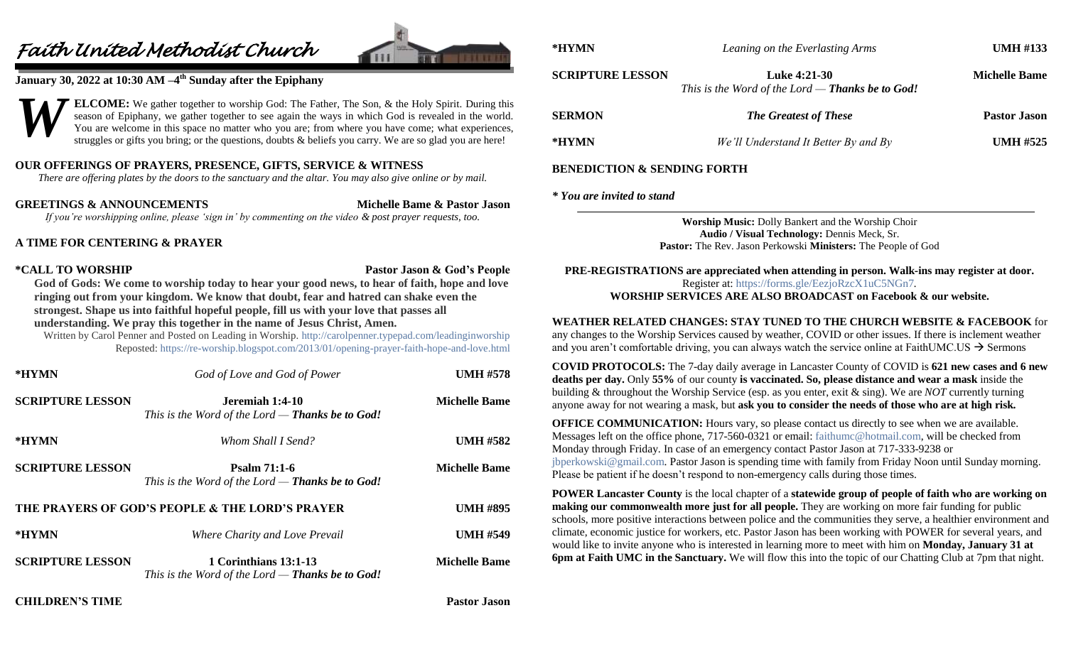# Faith United Methodist Church

**January 30, 2022 at 10:30 AM –4th Sunday after the Epiphany**

**WELCOME:** We gather together to worship God: The Father, The Son, & the Holy Spirit. During this season of Epiphany, we gather together to see again the ways in which God is revealed in the world. You are welcome in this space no matter who you are; from where you have come; what experiences, struggles or gifts you bring; or the questions, doubts & beliefs you carry. We are so glad you are here!

**OUR OFFERINGS OF PRAYERS, PRESENCE, GIFTS, SERVICE & WITNESS**

*There are offering plates by the doors to the sanctuary and the altar. You may also give online or by mail.*

**GREETINGS & ANNOUNCEMENTS** — **Michelle Bame & Pastor Jason**

*If you're worshipping online, please 'sign in' by commenting on the video & post prayer requests, too.*

**A TIME FOR CENTERING & PRAYER**

**\*CALL TO WORSHIP** — **Pastor Jason & God's People**

**God of Gods: We come to worship today to hear your good news, to hear of faith, hope and love ringing out from your kingdom. We know that doubt, fear and hatred can shake even the strongest. Shape us into faithful hopeful people, fill us with your love that passes all understanding. We pray this together in the name of Jesus Christ, Amen.**

Written by Carol Penner and Posted on Leading in Worship. http://carolpenner.typepad.com/leadinginworship
Reposted: https://re-worship.blogspot.com/2013/01/opening-prayer-faith-hope-and-love.html

**\*HYMN** — *God of Love and God of Power* — **UMH #578**

**SCRIPTURE LESSON** — **Jeremiah 1:4-10** — **Michelle Bame**
*This is the Word of the Lord — **Thanks be to God!***

**\*HYMN** — *Whom Shall I Send?* — **UMH #582**

**SCRIPTURE LESSON** — **Psalm 71:1-6** — **Michelle Bame**
*This is the Word of the Lord — **Thanks be to God!***

**THE PRAYERS OF GOD'S PEOPLE & THE LORD'S PRAYER** — **UMH #895**

**\*HYMN** — *Where Charity and Love Prevail* — **UMH #549**

**SCRIPTURE LESSON** — **1 Corinthians 13:1-13** — **Michelle Bame**
*This is the Word of the Lord — **Thanks be to God!***

**CHILDREN'S TIME** — **Pastor Jason**

**\*HYMN** — *Leaning on the Everlasting Arms* — **UMH #133**

**SCRIPTURE LESSON** — **Luke 4:21-30** — **Michelle Bame**
*This is the Word of the Lord — **Thanks be to God!***

**SERMON** — ***The Greatest of These*** — **Pastor Jason**

**\*HYMN** — *We'll Understand It Better By and By* — **UMH #525**

**BENEDICTION & SENDING FORTH**

***\* You are invited to stand***

---

**Worship Music:** Dolly Bankert and the Worship Choir
**Audio / Visual Technology:** Dennis Meck, Sr.
**Pastor:** The Rev. Jason Perkowski **Ministers:** The People of God

**PRE-REGISTRATIONS are appreciated when attending in person. Walk-ins may register at door.**
Register at: https://forms.gle/EezjoRzcX1uC5NGn7.
**WORSHIP SERVICES ARE ALSO BROADCAST on Facebook & our website.**

**WEATHER RELATED CHANGES: STAY TUNED TO THE CHURCH WEBSITE & FACEBOOK** for any changes to the Worship Services caused by weather, COVID or other issues. If there is inclement weather and you aren't comfortable driving, you can always watch the service online at FaithUMC.US → Sermons

**COVID PROTOCOLS:** The 7-day daily average in Lancaster County of COVID is **621 new cases and 6 new deaths per day.** Only **55%** of our county **is vaccinated. So, please distance and wear a mask** inside the building & throughout the Worship Service (esp. as you enter, exit & sing). We are *NOT* currently turning anyone away for not wearing a mask, but **ask you to consider the needs of those who are at high risk.**

**OFFICE COMMUNICATION:** Hours vary, so please contact us directly to see when we are available. Messages left on the office phone, 717-560-0321 or email: faithumc@hotmail.com, will be checked from Monday through Friday. In case of an emergency contact Pastor Jason at 717-333-9238 or jbperkowski@gmail.com. Pastor Jason is spending time with family from Friday Noon until Sunday morning. Please be patient if he doesn't respond to non-emergency calls during those times.

**POWER Lancaster County** is the local chapter of a **statewide group of people of faith who are working on making our commonwealth more just for all people.** They are working on more fair funding for public schools, more positive interactions between police and the communities they serve, a healthier environment and climate, economic justice for workers, etc. Pastor Jason has been working with POWER for several years, and would like to invite anyone who is interested in learning more to meet with him on **Monday, January 31 at 6pm at Faith UMC in the Sanctuary.** We will flow this into the topic of our Chatting Club at 7pm that night.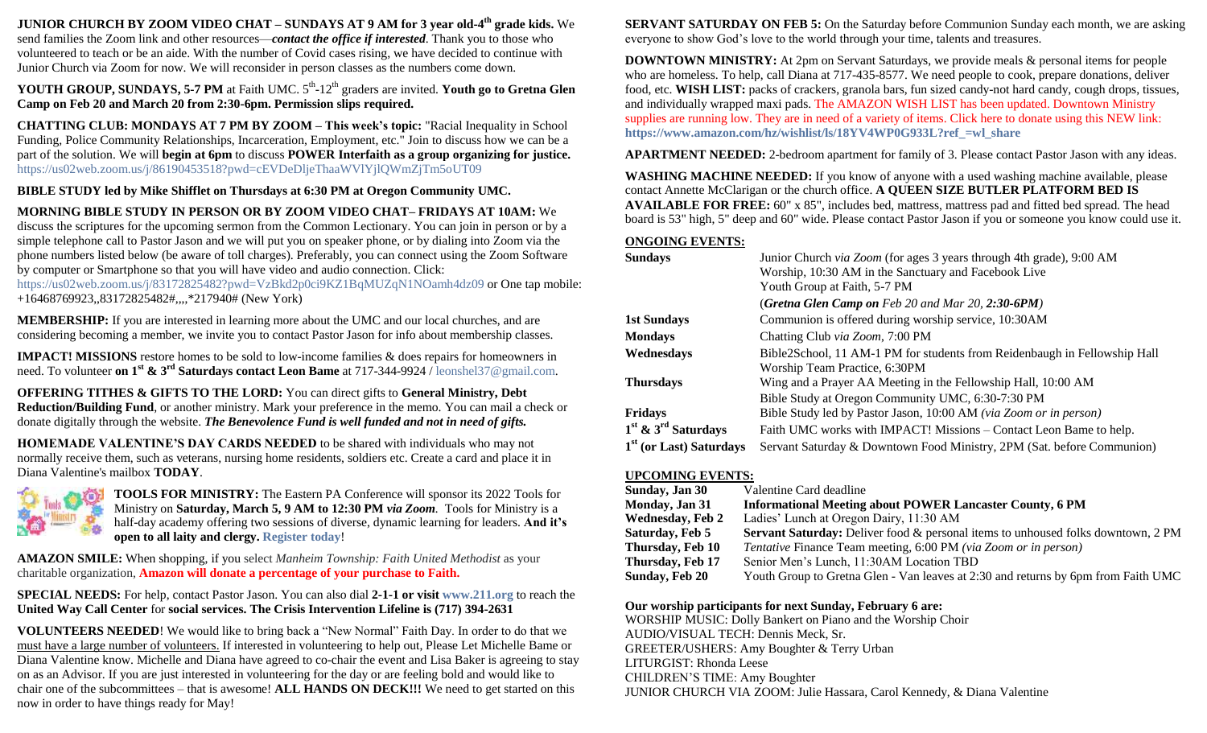**JUNIOR CHURCH BY ZOOM VIDEO CHAT – SUNDAYS AT 9 AM for 3 year old-4th grade kids.** We send families the Zoom link and other resources—***contact the office if interested***. Thank you to those who volunteered to teach or be an aide. With the number of Covid cases rising, we have decided to continue with Junior Church via Zoom for now. We will reconsider in person classes as the numbers come down.

**YOUTH GROUP, SUNDAYS, 5-7 PM** at Faith UMC. 5th-12th graders are invited. **Youth go to Gretna Glen Camp on Feb 20 and March 20 from 2:30-6pm. Permission slips required.**

**CHATTING CLUB: MONDAYS AT 7 PM BY ZOOM – This week's topic:** "Racial Inequality in School Funding, Police Community Relationships, Incarceration, Employment, etc." Join to discuss how we can be a part of the solution. We will **begin at 6pm** to discuss **POWER Interfaith as a group organizing for justice.** https://us02web.zoom.us/j/86190453518?pwd=cEVDeDljeThaaWVlYjlQWmZjTm5oUT09

**BIBLE STUDY led by Mike Shifflet on Thursdays at 6:30 PM at Oregon Community UMC.**

**MORNING BIBLE STUDY IN PERSON OR BY ZOOM VIDEO CHAT– FRIDAYS AT 10AM:** We discuss the scriptures for the upcoming sermon from the Common Lectionary. You can join in person or by a simple telephone call to Pastor Jason and we will put you on speaker phone, or by dialing into Zoom via the phone numbers listed below (be aware of toll charges). Preferably, you can connect using the Zoom Software by computer or Smartphone so that you will have video and audio connection. Click: https://us02web.zoom.us/j/83172825482?pwd=VzBkd2p0ci9KZ1BqMUZqN1NOamh4dz09 or One tap mobile: +16468769923,,83172825482#,,,,*217940# (New York)

**MEMBERSHIP:** If you are interested in learning more about the UMC and our local churches, and are considering becoming a member, we invite you to contact Pastor Jason for info about membership classes.

**IMPACT! MISSIONS** restore homes to be sold to low-income families & does repairs for homeowners in need. To volunteer **on 1st & 3rd Saturdays contact Leon Bame** at 717-344-9924 / leonshel37@gmail.com.

**OFFERING TITHES & GIFTS TO THE LORD:** You can direct gifts to **General Ministry, Debt Reduction/Building Fund**, or another ministry. Mark your preference in the memo. You can mail a check or donate digitally through the website. ***The Benevolence Fund is well funded and not in need of gifts.***

**HOMEMADE VALENTINE'S DAY CARDS NEEDED** to be shared with individuals who may not normally receive them, such as veterans, nursing home residents, soldiers etc. Create a card and place it in Diana Valentine's mailbox **TODAY**.

**TOOLS FOR MINISTRY:** The Eastern PA Conference will sponsor its 2022 Tools for Ministry on **Saturday, March 5, 9 AM to 12:30 PM** *via Zoom*. Tools for Ministry is a half-day experience offering two sessions of diverse, dynamic learning for leaders. **And it's open to all laity and clergy. Register today**!

**AMAZON SMILE:** When shopping, if you select *Manheim Township: Faith United Methodist* as your charitable organization, **Amazon will donate a percentage of your purchase to Faith.**

**SPECIAL NEEDS:** For help, contact Pastor Jason. You can also dial **2-1-1 or visit www.211.org** to reach the **United Way Call Center** for **social services. The Crisis Intervention Lifeline is (717) 394-2631**

**VOLUNTEERS NEEDED**! We would like to bring back a "New Normal" Faith Day. In order to do that we must have a large number of volunteers. If interested in volunteering to help out, Please Let Michelle Bame or Diana Valentine know. Michelle and Diana have agreed to co-chair the event and Lisa Baker is agreeing to stay on as an Advisor. If you are just interested in volunteering for the day or are feeling bold and would like to chair one of the subcommittees – that is awesome! **ALL HANDS ON DECK!!!** We need to get started on this now in order to have things ready for May!

**SERVANT SATURDAY ON FEB 5:** On the Saturday before Communion Sunday each month, we are asking everyone to show God's love to the world through your time, talents and treasures.

**DOWNTOWN MINISTRY:** At 2pm on Servant Saturdays, we provide meals & personal items for people who are homeless. To help, call Diana at 717-435-8577. We need people to cook, prepare donations, deliver food, etc. **WISH LIST:** packs of crackers, granola bars, fun sized candy-not hard candy, cough drops, tissues, and individually wrapped maxi pads. The AMAZON WISH LIST has been updated. Downtown Ministry supplies are running low. They are in need of a variety of items. Click here to donate using this NEW link: **https://www.amazon.com/hz/wishlist/ls/18YV4WP0G933L?ref_=wl_share**

**APARTMENT NEEDED:** 2-bedroom apartment for family of 3. Please contact Pastor Jason with any ideas.

**WASHING MACHINE NEEDED:** If you know of anyone with a used washing machine available, please contact Annette McClarigan or the church office. **A QUEEN SIZE BUTLER PLATFORM BED IS AVAILABLE FOR FREE:** 60" x 85", includes bed, mattress, mattress pad and fitted bed spread. The head board is 53" high, 5" deep and 60" wide. Please contact Pastor Jason if you or someone you know could use it.

**ONGOING EVENTS:**

| | |
|---|---|
| **Sundays** | Junior Church *via Zoom* (for ages 3 years through 4th grade), 9:00 AM |
| | Worship, 10:30 AM in the Sanctuary and Facebook Live |
| | Youth Group at Faith, 5-7 PM |
| | (***Gretna Glen Camp on*** *Feb 20 and Mar 20,* ***2:30-6PM)*** |
| **1st Sundays** | Communion is offered during worship service, 10:30AM |
| **Mondays** | Chatting Club *via Zoom*, 7:00 PM |
| **Wednesdays** | Bible2School, 11 AM-1 PM for students from Reidenbaugh in Fellowship Hall |
| | Worship Team Practice, 6:30PM |
| **Thursdays** | Wing and a Prayer AA Meeting in the Fellowship Hall, 10:00 AM |
| | Bible Study at Oregon Community UMC, 6:30-7:30 PM |
| **Fridays** | Bible Study led by Pastor Jason, 10:00 AM *(via Zoom or in person)* |
| **1st & 3rd Saturdays** | Faith UMC works with IMPACT! Missions – Contact Leon Bame to help. |
| **1st (or Last) Saturdays** | Servant Saturday & Downtown Food Ministry, 2PM (Sat. before Communion) |

**UPCOMING EVENTS:**

| | |
|---|---|
| **Sunday, Jan 30** | Valentine Card deadline |
| **Monday, Jan 31** | **Informational Meeting about POWER Lancaster County, 6 PM** |
| **Wednesday, Feb 2** | Ladies' Lunch at Oregon Dairy, 11:30 AM |
| **Saturday, Feb 5** | **Servant Saturday:** Deliver food & personal items to unhoused folks downtown, 2 PM |
| **Thursday, Feb 10** | *Tentative* Finance Team meeting, 6:00 PM *(via Zoom or in person)* |
| **Thursday, Feb 17** | Senior Men's Lunch, 11:30AM Location TBD |
| **Sunday, Feb 20** | Youth Group to Gretna Glen - Van leaves at 2:30 and returns by 6pm from Faith UMC |

**Our worship participants for next Sunday, February 6 are:**
WORSHIP MUSIC: Dolly Bankert on Piano and the Worship Choir
AUDIO/VISUAL TECH: Dennis Meck, Sr.
GREETER/USHERS: Amy Boughter & Terry Urban
LITURGIST: Rhonda Leese
CHILDREN'S TIME: Amy Boughter
JUNIOR CHURCH VIA ZOOM: Julie Hassara, Carol Kennedy, & Diana Valentine